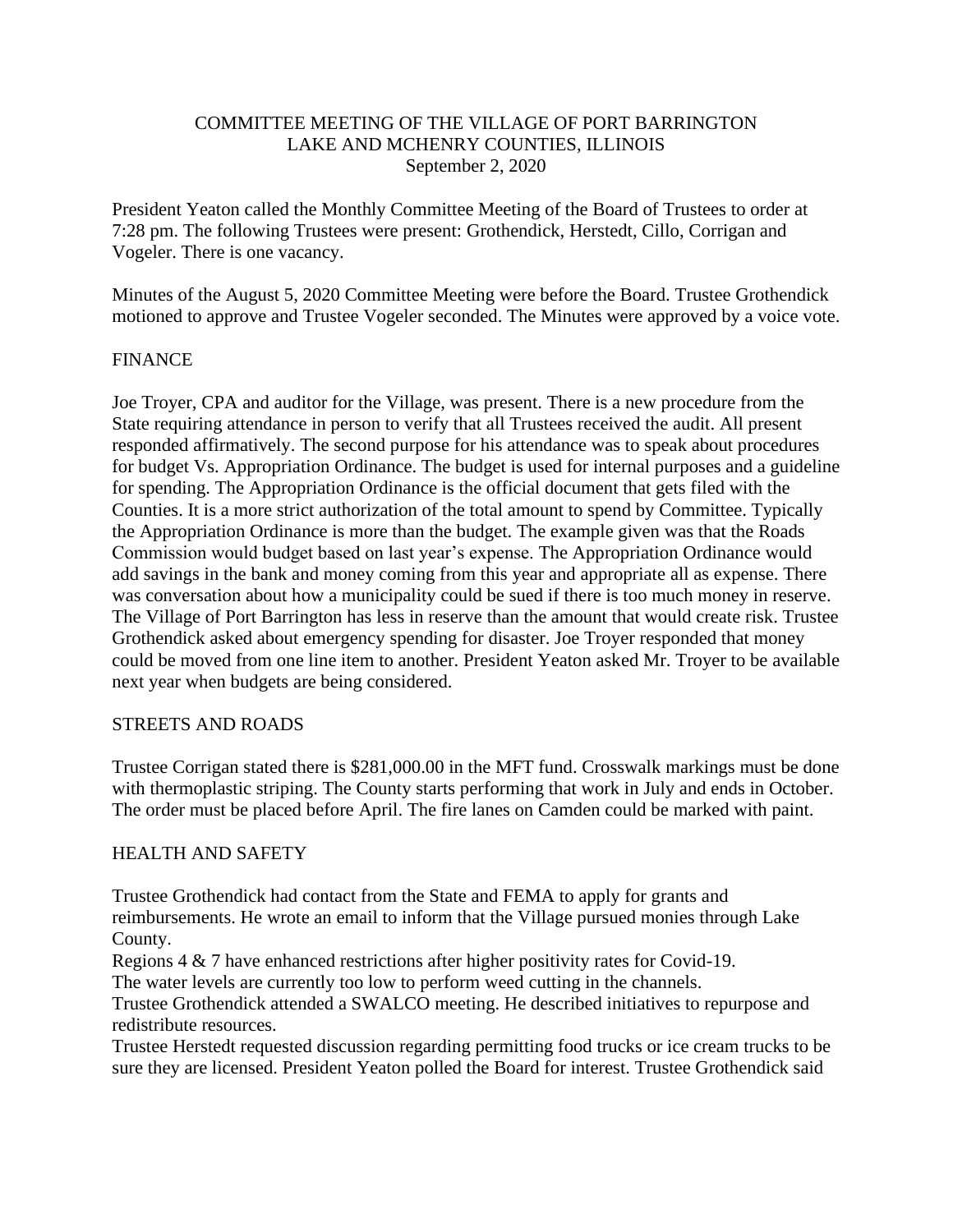# COMMITTEE MEETING OF THE VILLAGE OF PORT BARRINGTON
## LAKE AND MCHENRY COUNTIES, ILLINOIS
### September 2, 2020

President Yeaton called the Monthly Committee Meeting of the Board of Trustees to order at 7:28 pm. The following Trustees were present: Grothendick, Herstedt, Cillo, Corrigan and Vogeler. There is one vacancy.

Minutes of the August 5, 2020 Committee Meeting were before the Board. Trustee Grothendick motioned to approve and Trustee Vogeler seconded. The Minutes were approved by a voice vote.

## FINANCE

Joe Troyer, CPA and auditor for the Village, was present. There is a new procedure from the State requiring attendance in person to verify that all Trustees received the audit. All present responded affirmatively. The second purpose for his attendance was to speak about procedures for budget Vs. Appropriation Ordinance. The budget is used for internal purposes and a guideline for spending. The Appropriation Ordinance is the official document that gets filed with the Counties. It is a more strict authorization of the total amount to spend by Committee. Typically the Appropriation Ordinance is more than the budget. The example given was that the Roads Commission would budget based on last year's expense. The Appropriation Ordinance would add savings in the bank and money coming from this year and appropriate all as expense. There was conversation about how a municipality could be sued if there is too much money in reserve. The Village of Port Barrington has less in reserve than the amount that would create risk. Trustee Grothendick asked about emergency spending for disaster. Joe Troyer responded that money could be moved from one line item to another. President Yeaton asked Mr. Troyer to be available next year when budgets are being considered.

## STREETS AND ROADS

Trustee Corrigan stated there is $281,000.00 in the MFT fund. Crosswalk markings must be done with thermoplastic striping. The County starts performing that work in July and ends in October. The order must be placed before April. The fire lanes on Camden could be marked with paint.

## HEALTH AND SAFETY

Trustee Grothendick had contact from the State and FEMA to apply for grants and reimbursements. He wrote an email to inform that the Village pursued monies through Lake County.

Regions 4 & 7 have enhanced restrictions after higher positivity rates for Covid-19.

The water levels are currently too low to perform weed cutting in the channels.

Trustee Grothendick attended a SWALCO meeting. He described initiatives to repurpose and redistribute resources.

Trustee Herstedt requested discussion regarding permitting food trucks or ice cream trucks to be sure they are licensed. President Yeaton polled the Board for interest. Trustee Grothendick said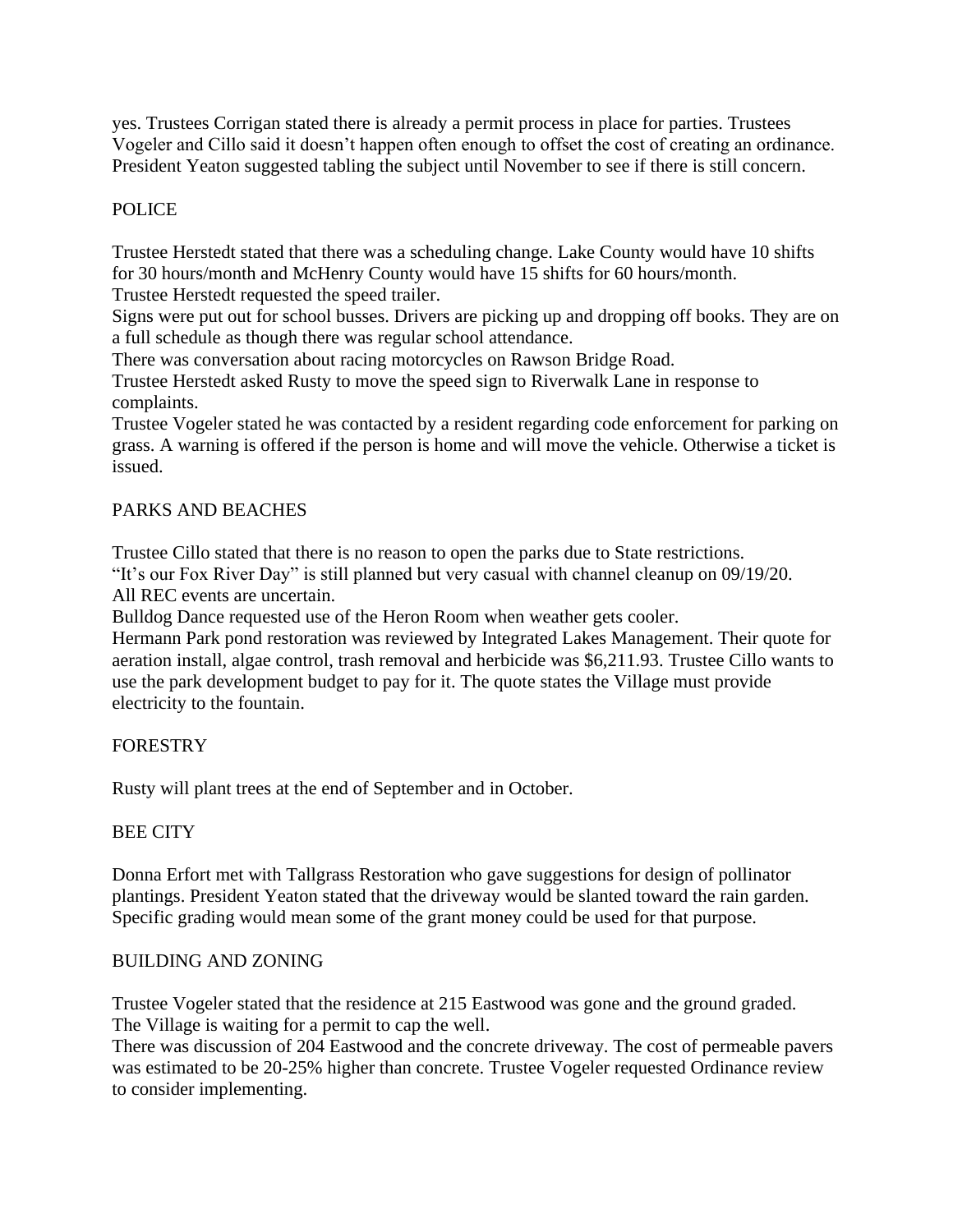yes. Trustees Corrigan stated there is already a permit process in place for parties. Trustees Vogeler and Cillo said it doesn't happen often enough to offset the cost of creating an ordinance. President Yeaton suggested tabling the subject until November to see if there is still concern.

## POLICE

Trustee Herstedt stated that there was a scheduling change. Lake County would have 10 shifts for 30 hours/month and McHenry County would have 15 shifts for 60 hours/month.
Trustee Herstedt requested the speed trailer.
Signs were put out for school busses. Drivers are picking up and dropping off books. They are on a full schedule as though there was regular school attendance.
There was conversation about racing motorcycles on Rawson Bridge Road.
Trustee Herstedt asked Rusty to move the speed sign to Riverwalk Lane in response to complaints.
Trustee Vogeler stated he was contacted by a resident regarding code enforcement for parking on grass. A warning is offered if the person is home and will move the vehicle. Otherwise a ticket is issued.

## PARKS AND BEACHES

Trustee Cillo stated that there is no reason to open the parks due to State restrictions.
"It's our Fox River Day" is still planned but very casual with channel cleanup on 09/19/20.
All REC events are uncertain.
Bulldog Dance requested use of the Heron Room when weather gets cooler.
Hermann Park pond restoration was reviewed by Integrated Lakes Management. Their quote for aeration install, algae control, trash removal and herbicide was $6,211.93. Trustee Cillo wants to use the park development budget to pay for it. The quote states the Village must provide electricity to the fountain.

## FORESTRY

Rusty will plant trees at the end of September and in October.

## BEE CITY

Donna Erfort met with Tallgrass Restoration who gave suggestions for design of pollinator plantings. President Yeaton stated that the driveway would be slanted toward the rain garden. Specific grading would mean some of the grant money could be used for that purpose.

## BUILDING AND ZONING

Trustee Vogeler stated that the residence at 215 Eastwood was gone and the ground graded. The Village is waiting for a permit to cap the well.
There was discussion of 204 Eastwood and the concrete driveway. The cost of permeable pavers was estimated to be 20-25% higher than concrete. Trustee Vogeler requested Ordinance review to consider implementing.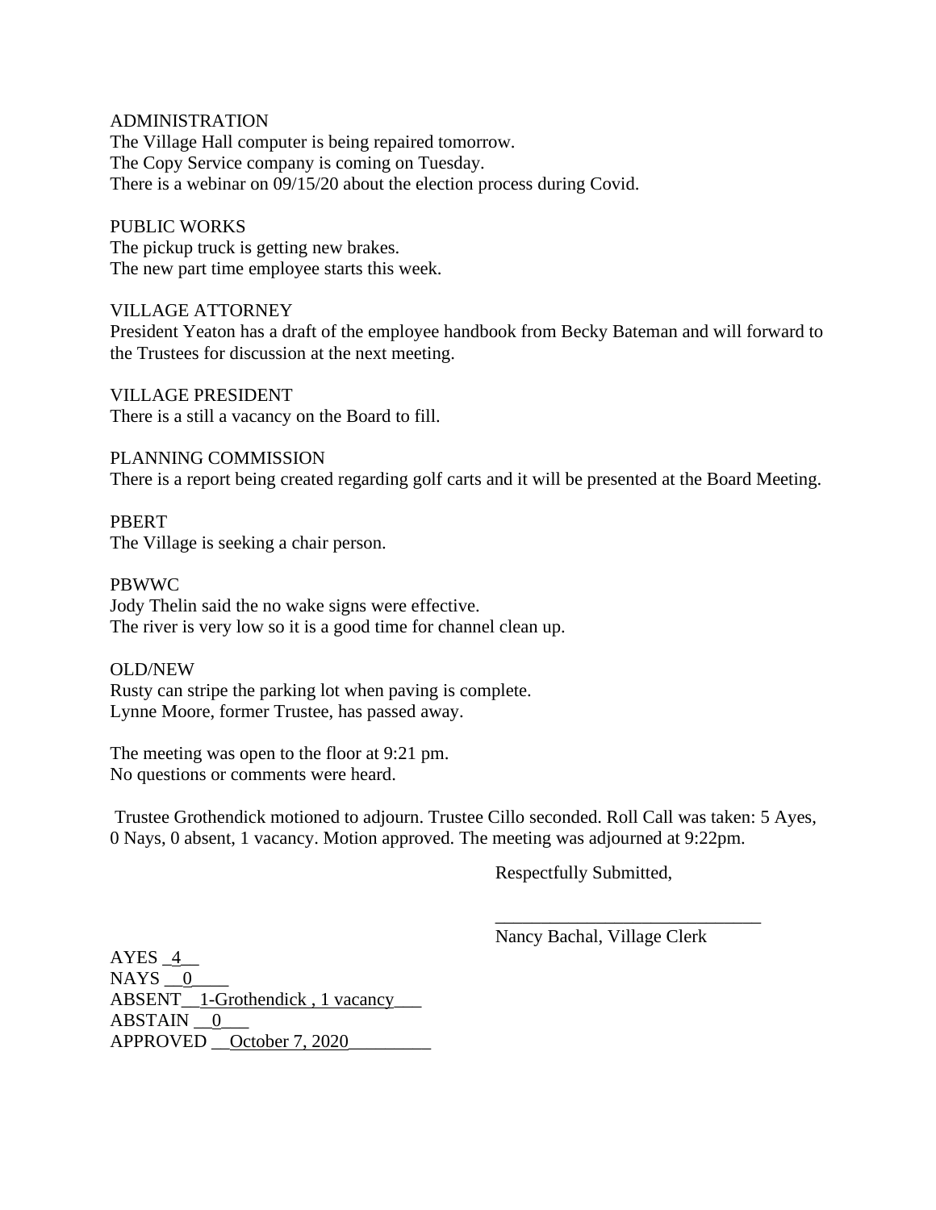ADMINISTRATION
The Village Hall computer is being repaired tomorrow.
The Copy Service company is coming on Tuesday.
There is a webinar on 09/15/20 about the election process during Covid.

PUBLIC WORKS
The pickup truck is getting new brakes.
The new part time employee starts this week.

VILLAGE ATTORNEY
President Yeaton has a draft of the employee handbook from Becky Bateman and will forward to the Trustees for discussion at the next meeting.

VILLAGE PRESIDENT
There is a still a vacancy on the Board to fill.

PLANNING COMMISSION
There is a report being created regarding golf carts and it will be presented at the Board Meeting.

PBERT
The Village is seeking a chair person.

PBWWC
Jody Thelin said the no wake signs were effective.
The river is very low so it is a good time for channel clean up.

OLD/NEW
Rusty can stripe the parking lot when paving is complete.
Lynne Moore, former Trustee, has passed away.

The meeting was open to the floor at 9:21 pm.
No questions or comments were heard.

Trustee Grothendick motioned to adjourn. Trustee Cillo seconded. Roll Call was taken: 5 Ayes, 0 Nays, 0 absent, 1 vacancy. Motion approved. The meeting was adjourned at 9:22pm.

Respectfully Submitted,

_____________________________
Nancy Bachal, Village Clerk

AYES _4__
NAYS __0____
ABSENT__1-Grothendick , 1 vacancy___
ABSTAIN __0___
APPROVED __October 7, 2020_________